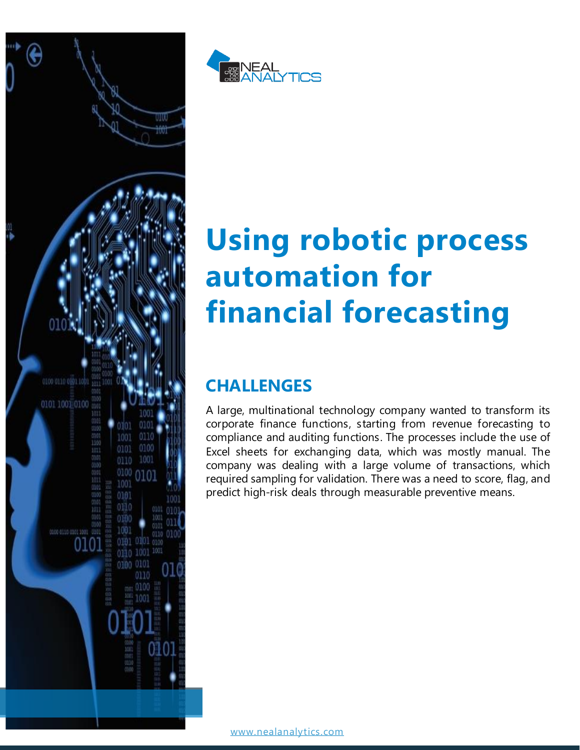# Using robotic process automation for financial forecasting

## CHALLENGES

A large, multinational technology company wanted to transform its corporate finance functions, starting from revenue forecasting to compliance and auditing functions. The processes include the use of Excel sheets for exchanging data, which was mostly manual. The company was dealing with a large volume of transactions, which required sampling for validation. There was a need to score, flag, and predict high-risk deals through measurable preventive means.

www.nealanalytics.com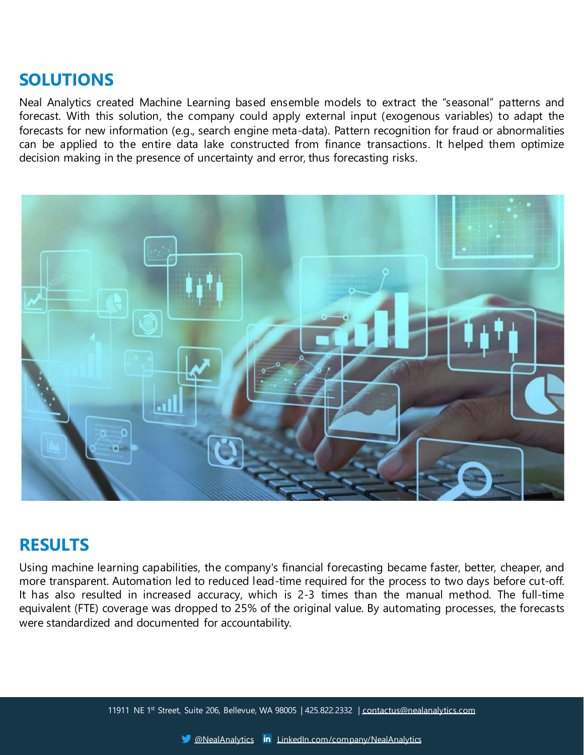## SOLUTIONS

Neal Analytics created Machine Learning based ensemble models to extract the "seasonal" patterns and forecast. With this solution, the company could apply external input (exogenous variables) to adapt the forecasts for new information (e.g., search engine meta-data). Pattern recognition for fraud or abnormalities can be applied to the entire data lake constructed from finance transactions. It helped them optimize decision making in the presence of uncertainty and error, thus forecasting risks.

## RESULTS

Using machine learning capabilities, the company's financial forecasting became faster, better, cheaper, and more transparent. Automation led to reduced lead-time required for the process to two days before cut-off. It has also resulted in increased accuracy, which is 2-3 times than the manual method. The full-time equivalent (FTE) coverage was dropped to 25% of the original value. By automating processes, the forecasts were standardized and documented for accountability.

11911 NE 1st Street, Suite 206, Bellevue, WA 98005 | 425.822.2332 | contactus@nealanalytics.com

@NealAnalytics LinkedIn.com/company/NealAnalytics